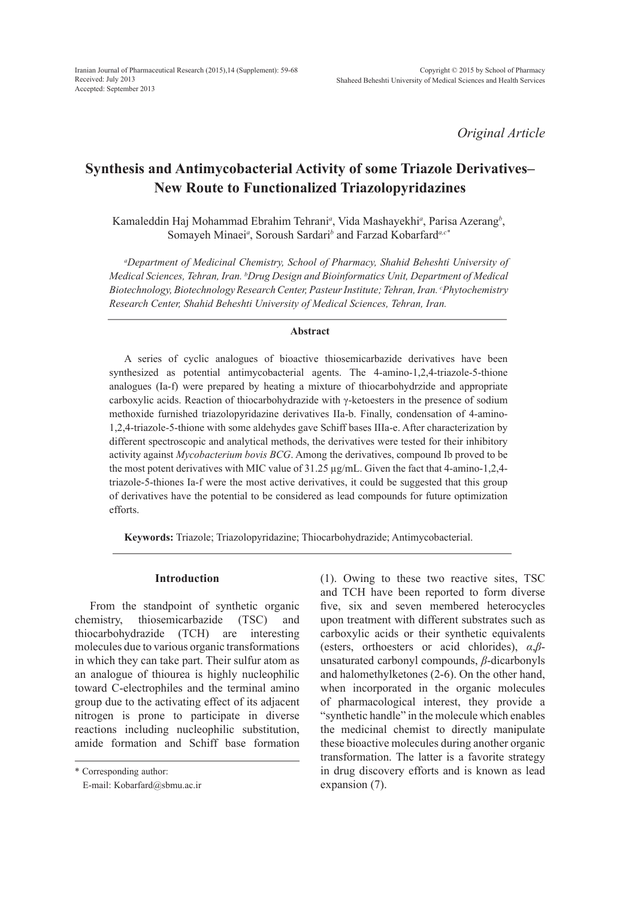*Original Article*

# Synthesis and Antimycobacterial Activity of some Triazole Derivatives– New Route to Functionalized Triazolopyridazines

Kamaleddin Haj Mohammad Ebrahim Tehrani[a], Vida Mashayekhi[a], Parisa Azerang[b], Somayeh Minaei[a], Soroush Sardari[b] and Farzad Kobarfard[a,c*]

*[a]Department of Medicinal Chemistry, School of Pharmacy, Shahid Beheshti University of Medical Sciences, Tehran, Iran. [b]Drug Design and Bioinformatics Unit, Department of Medical Biotechnology, Biotechnology Research Center, Pasteur Institute; Tehran, Iran. [c]Phytochemistry Research Center, Shahid Beheshti University of Medical Sciences, Tehran, Iran.*

### Abstract

A series of cyclic analogues of bioactive thiosemicarbazide derivatives have been synthesized as potential antimycobacterial agents. The 4-amino-1,2,4-triazole-5-thione analogues (Ia-f) were prepared by heating a mixture of thiocarbohydrzide and appropriate carboxylic acids. Reaction of thiocarbohydrazide with γ-ketoesters in the presence of sodium methoxide furnished triazolopyridazine derivatives IIa-b. Finally, condensation of 4-amino-1,2,4-triazole-5-thione with some aldehydes gave Schiff bases IIIa-e. After characterization by different spectroscopic and analytical methods, the derivatives were tested for their inhibitory activity against *Mycobacterium bovis BCG*. Among the derivatives, compound Ib proved to be the most potent derivatives with MIC value of 31.25 µg/mL. Given the fact that 4-amino-1,2,4-triazole-5-thiones Ia-f were the most active derivatives, it could be suggested that this group of derivatives have the potential to be considered as lead compounds for future optimization efforts.

**Keywords:** Triazole; Triazolopyridazine; Thiocarbohydrazide; Antimycobacterial.

## Introduction

From the standpoint of synthetic organic chemistry, thiosemicarbazide (TSC) and thiocarbohydrazide (TCH) are interesting molecules due to various organic transformations in which they can take part. Their sulfur atom as an analogue of thiourea is highly nucleophilic toward C-electrophiles and the terminal amino group due to the activating effect of its adjacent nitrogen is prone to participate in diverse reactions including nucleophilic substitution, amide formation and Schiff base formation (1). Owing to these two reactive sites, TSC and TCH have been reported to form diverse five, six and seven membered heterocycles upon treatment with different substrates such as carboxylic acids or their synthetic equivalents (esters, orthoesters or acid chlorides), *α*,*β*-unsaturated carbonyl compounds, *β*-dicarbonyls and halomethylketones (2-6). On the other hand, when incorporated in the organic molecules of pharmacological interest, they provide a "synthetic handle" in the molecule which enables the medicinal chemist to directly manipulate these bioactive molecules during another organic transformation. The latter is a favorite strategy in drug discovery efforts and is known as lead expansion (7).

\* Corresponding author:
E-mail: Kobarfard@sbmu.ac.ir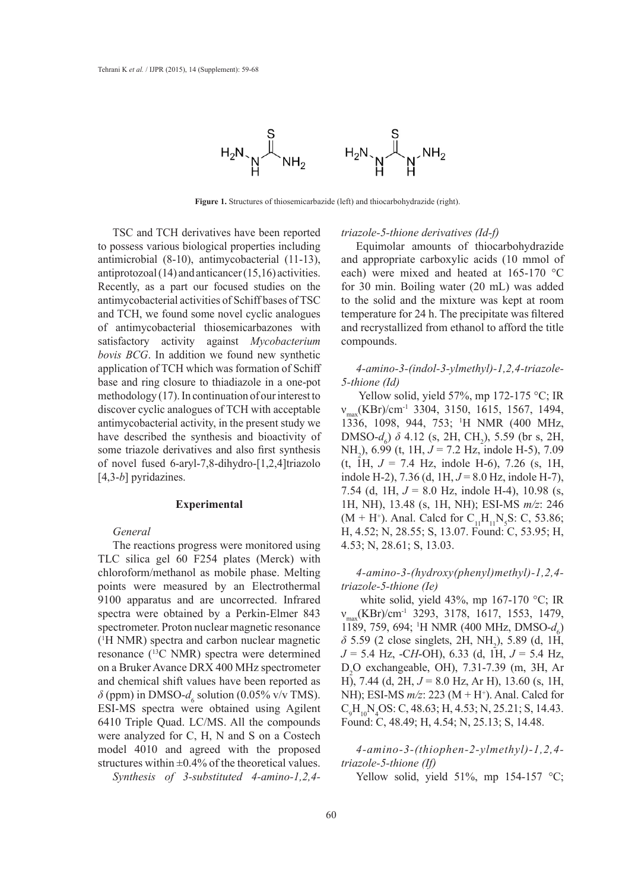**Figure 1.** Structures of thiosemicarbazide (left) and thiocarbohydrazide (right).

TSC and TCH derivatives have been reported to possess various biological properties including antimicrobial (8-10), antimycobacterial (11-13), antiprotozoal (14) and anticancer (15,16) activities. Recently, as a part our focused studies on the antimycobacterial activities of Schiff bases of TSC and TCH, we found some novel cyclic analogues of antimycobacterial thiosemicarbazones with satisfactory activity against *Mycobacterium bovis BCG*. In addition we found new synthetic application of TCH which was formation of Schiff base and ring closure to thiadiazole in a one-pot methodology (17). In continuation of our interest to discover cyclic analogues of TCH with acceptable antimycobacterial activity, in the present study we have described the synthesis and bioactivity of some triazole derivatives and also first synthesis of novel fused 6-aryl-7,8-dihydro-[1,2,4]triazolo[4,3-*b*] pyridazines.

## Experimental

### General

The reactions progress were monitored using TLC silica gel 60 F254 plates (Merck) with chloroform/methanol as mobile phase. Melting points were measured by an Electrothermal 9100 apparatus and are uncorrected. Infrared spectra were obtained by a Perkin-Elmer 843 spectrometer. Proton nuclear magnetic resonance ($^1$H NMR) spectra and carbon nuclear magnetic resonance ($^{13}$C NMR) spectra were determined on a Bruker Avance DRX 400 MHz spectrometer and chemical shift values have been reported as $\delta$ (ppm) in DMSO-$d_6$ solution (0.05% v/v TMS). ESI-MS spectra were obtained using Agilent 6410 Triple Quad. LC/MS. All the compounds were analyzed for C, H, N and S on a Costech model 4010 and agreed with the proposed structures within ±0.4% of the theoretical values.

### *Synthesis of 3-substituted 4-amino-1,2,4-triazole-5-thione derivatives (Id-f)*

Equimolar amounts of thiocarbohydrazide and appropriate carboxylic acids (10 mmol of each) were mixed and heated at 165-170 °C for 30 min. Boiling water (20 mL) was added to the solid and the mixture was kept at room temperature for 24 h. The precipitate was filtered and recrystallized from ethanol to afford the title compounds.

#### *4-amino-3-(indol-3-ylmethyl)-1,2,4-triazole-5-thione (Id)*

Yellow solid, yield 57%, mp 172-175 °C; IR $\nu_{max}$(KBr)/cm$^{-1}$ 3304, 3150, 1615, 1567, 1494, 1336, 1098, 944, 753; $^1$H NMR (400 MHz, DMSO-$d_6$) $\delta$ 4.12 (s, 2H, $CH_2$), 5.59 (br s, 2H, $NH_2$), 6.99 (t, 1H, $J$ = 7.2 Hz, indole H-5), 7.09 (t, 1H, $J$ = 7.4 Hz, indole H-6), 7.26 (s, 1H, indole H-2), 7.36 (d, 1H, $J$ = 8.0 Hz, indole H-7), 7.54 (d, 1H, $J$ = 8.0 Hz, indole H-4), 10.98 (s, 1H, NH), 13.48 (s, 1H, NH); ESI-MS $m/z$: 246 ($M + H^+$). Anal. Calcd for $C_{11}H_{11}N_5S$: C, 53.86; H, 4.52; N, 28.55; S, 13.07. Found: C, 53.95; H, 4.53; N, 28.61; S, 13.03.

#### *4-amino-3-(hydroxy(phenyl)methyl)-1,2,4-triazole-5-thione (Ie)*

white solid, yield 43%, mp 167-170 °C; IR $\nu_{max}$(KBr)/cm$^{-1}$ 3293, 3178, 1617, 1553, 1479, 1189, 759, 694; $^1$H NMR (400 MHz, DMSO-$d_6$) $\delta$ 5.59 (2 close singlets, 2H, $NH_2$), 5.89 (d, 1H, $J$ = 5.4 Hz, -C*H*-OH), 6.33 (d, 1H, $J$ = 5.4 Hz, $D_2O$ exchangeable, OH), 7.31-7.39 (m, 3H, Ar H), 7.44 (d, 2H, $J$ = 8.0 Hz, Ar H), 13.60 (s, 1H, NH); ESI-MS $m/z$: 223 ($M + H^+$). Anal. Calcd for $C_9H_{10}N_4OS$: C, 48.63; H, 4.53; N, 25.21; S, 14.43. Found: C, 48.49; H, 4.54; N, 25.13; S, 14.48.

#### *4-amino-3-(thiophen-2-ylmethyl)-1,2,4-triazole-5-thione (If)*

Yellow solid, yield 51%, mp 154-157 °C;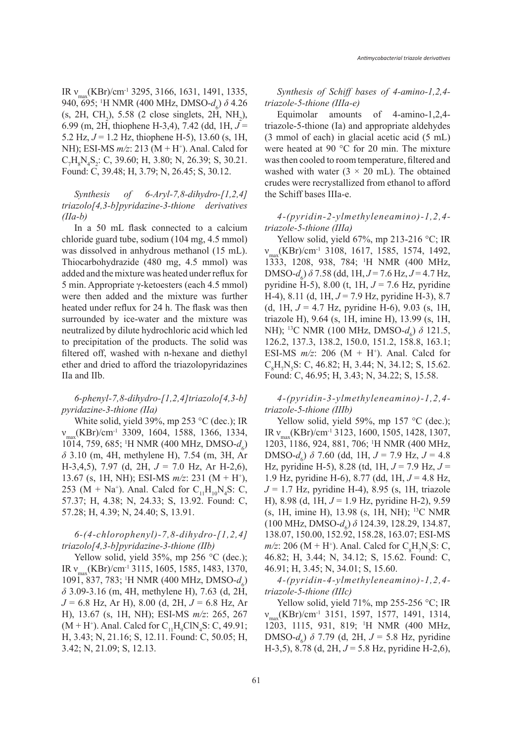IR $\nu_{max}$(KBr)/cm$^{-1}$ 3295, 3166, 1631, 1491, 1335, 940, 695; $^1$H NMR (400 MHz, DMSO-$d_6$) $\delta$ 4.26 (s, 2H, $CH_2$), 5.58 (2 close singlets, 2H, $NH_2$), 6.99 (m, 2H, thiophene H-3,4), 7.42 (dd, 1H, $J$ = 5.2 Hz, $J$ = 1.2 Hz, thiophene H-5), 13.60 (s, 1H, NH); ESI-MS $m/z$: 213 (M + H$^+$). Anal. Calcd for $C_7H_8N_4S_2$: C, 39.60; H, 3.80; N, 26.39; S, 30.21. Found: C, 39.48; H, 3.79; N, 26.45; S, 30.12.

*Synthesis of 6-Aryl-7,8-dihydro-[1,2,4]triazolo[4,3-b]pyridazine-3-thione derivatives (IIa-b)*

In a 50 mL flask connected to a calcium chloride guard tube, sodium (104 mg, 4.5 mmol) was dissolved in anhydrous methanol (15 mL). Thiocarbohydrazide (480 mg, 4.5 mmol) was added and the mixture was heated under reflux for 5 min. Appropriate γ-ketoesters (each 4.5 mmol) were then added and the mixture was further heated under reflux for 24 h. The flask was then surrounded by ice-water and the mixture was neutralized by dilute hydrochloric acid which led to precipitation of the products. The solid was filtered off, washed with n-hexane and diethyl ether and dried to afford the triazolopyridazines IIa and IIb.

*6-phenyl-7,8-dihydro-[1,2,4]triazolo[4,3-b]pyridazine-3-thione (IIa)*

White solid, yield 39%, mp 253 °C (dec.); IR $\nu_{max}$(KBr)/cm$^{-1}$ 3309, 1604, 1588, 1366, 1334, 1014, 759, 685; $^1$H NMR (400 MHz, DMSO-$d_6$) $\delta$ 3.10 (m, 4H, methylene H), 7.54 (m, 3H, Ar H-3,4,5), 7.97 (d, 2H, $J$ = 7.0 Hz, Ar H-2,6), 13.67 (s, 1H, NH); ESI-MS $m/z$: 231 (M + H$^+$), 253 (M + Na$^+$). Anal. Calcd for $C_{11}H_{10}N_4S$: C, 57.37; H, 4.38; N, 24.33; S, 13.92. Found: C, 57.28; H, 4.39; N, 24.40; S, 13.91.

*6-(4-chlorophenyl)-7,8-dihydro-[1,2,4]triazolo[4,3-b]pyridazine-3-thione (IIb)*

Yellow solid, yield 35%, mp 256 °C (dec.); IR $\nu_{max}$(KBr)/cm$^{-1}$ 3115, 1605, 1585, 1483, 1370, 1091, 837, 783; $^1$H NMR (400 MHz, DMSO-$d_6$) $\delta$ 3.09-3.16 (m, 4H, methylene H), 7.63 (d, 2H, $J$ = 6.8 Hz, Ar H), 8.00 (d, 2H, $J$ = 6.8 Hz, Ar H), 13.67 (s, 1H, NH); ESI-MS $m/z$: 265, 267 (M + H$^+$). Anal. Calcd for $C_{11}H_9ClN_4S$: C, 49.91; H, 3.43; N, 21.16; S, 12.11. Found: C, 50.05; H, 3.42; N, 21.09; S, 12.13.

*Synthesis of Schiff bases of 4-amino-1,2,4-triazole-5-thione (IIIa-e)*

Equimolar amounts of 4-amino-1,2,4-triazole-5-thione (Ia) and appropriate aldehydes (3 mmol of each) in glacial acetic acid (5 mL) were heated at 90 °C for 20 min. The mixture was then cooled to room temperature, filtered and washed with water (3 × 20 mL). The obtained crudes were recrystallized from ethanol to afford the Schiff bases IIIa-e.

*4-(pyridin-2-ylmethyleneamino)-1,2,4-triazole-5-thione (IIIa)*

Yellow solid, yield 67%, mp 213-216 °C; IR $\nu_{max}$(KBr)/cm$^{-1}$ 3108, 1617, 1585, 1574, 1492, 1333, 1208, 938, 784; $^1$H NMR (400 MHz, DMSO-$d_6$) $\delta$ 7.58 (dd, 1H, $J$ = 7.6 Hz, $J$ = 4.7 Hz, pyridine H-5), 8.00 (t, 1H, $J$ = 7.6 Hz, pyridine H-4), 8.11 (d, 1H, $J$ = 7.9 Hz, pyridine H-3), 8.7 (d, 1H, $J$ = 4.7 Hz, pyridine H-6), 9.03 (s, 1H, triazole H), 9.64 (s, 1H, imine H), 13.99 (s, 1H, NH); $^{13}$C NMR (100 MHz, DMSO-$d_6$) $\delta$ 121.5, 126.2, 137.3, 138.2, 150.0, 151.2, 158.8, 163.1; ESI-MS $m/z$: 206 (M + H$^+$). Anal. Calcd for $C_8H_7N_5S$: C, 46.82; H, 3.44; N, 34.12; S, 15.62. Found: C, 46.95; H, 3.43; N, 34.22; S, 15.58.

*4-(pyridin-3-ylmethyleneamino)-1,2,4-triazole-5-thione (IIIb)*

Yellow solid, yield 59%, mp 157 °C (dec.); IR $\nu_{max}$(KBr)/cm$^{-1}$ 3123, 1600, 1505, 1428, 1307, 1203, 1186, 924, 881, 706; $^1$H NMR (400 MHz, DMSO-$d_6$) $\delta$ 7.60 (dd, 1H, $J$ = 7.9 Hz, $J$ = 4.8 Hz, pyridine H-5), 8.28 (td, 1H, $J$ = 7.9 Hz, $J$ = 1.9 Hz, pyridine H-6), 8.77 (dd, 1H, $J$ = 4.8 Hz, $J$ = 1.7 Hz, pyridine H-4), 8.95 (s, 1H, triazole H), 8.98 (d, 1H, $J$ = 1.9 Hz, pyridine H-2), 9.59 (s, 1H, imine H), 13.98 (s, 1H, NH); $^{13}$C NMR (100 MHz, DMSO-$d_6$) $\delta$ 124.39, 128.29, 134.87, 138.07, 150.00, 152.92, 158.28, 163.07; ESI-MS $m/z$: 206 (M + H$^+$). Anal. Calcd for $C_8H_7N_5S$: C, 46.82; H, 3.44; N, 34.12; S, 15.62. Found: C, 46.91; H, 3.45; N, 34.01; S, 15.60.

*4-(pyridin-4-ylmethyleneamino)-1,2,4-triazole-5-thione (IIIc)*

Yellow solid, yield 71%, mp 255-256 °C; IR $\nu_{max}$(KBr)/cm$^{-1}$ 3151, 1597, 1577, 1491, 1314, 1203, 1115, 931, 819; $^1$H NMR (400 MHz, DMSO-$d_6$) $\delta$ 7.79 (d, 2H, $J$ = 5.8 Hz, pyridine H-3,5), 8.78 (d, 2H, $J$ = 5.8 Hz, pyridine H-2,6),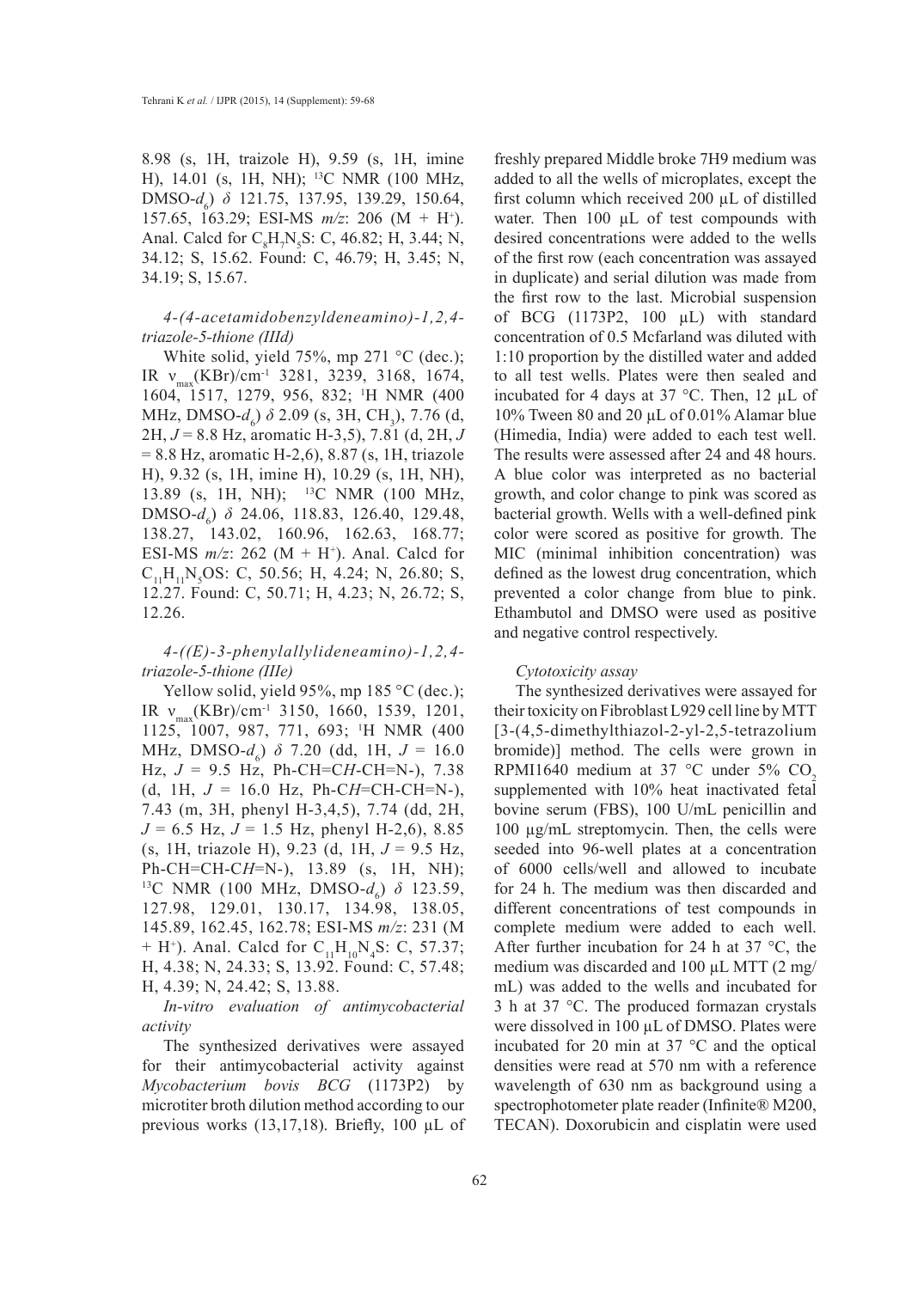8.98 (s, 1H, traizole H), 9.59 (s, 1H, imine H), 14.01 (s, 1H, NH); $^{13}$C NMR (100 MHz, DMSO-$d_6$) $\delta$ 121.75, 137.95, 139.29, 150.64, 157.65, 163.29; ESI-MS *m/z*: 206 (M + H$^+$). Anal. Calcd for $C_8H_7N_5S$: C, 46.82; H, 3.44; N, 34.12; S, 15.62. Found: C, 46.79; H, 3.45; N, 34.19; S, 15.67.

### *4-(4-acetamidobenzyldeneamino)-1,2,4-triazole-5-thione (IIId)*

White solid, yield 75%, mp 271 °C (dec.); IR $\nu_{max}$(KBr)/cm$^{-1}$ 3281, 3239, 3168, 1674, 1604, 1517, 1279, 956, 832; $^1$H NMR (400 MHz, DMSO-$d_6$) $\delta$ 2.09 (s, 3H, $CH_3$), 7.76 (d, 2H, $J$ = 8.8 Hz, aromatic H-3,5), 7.81 (d, 2H, $J$ = 8.8 Hz, aromatic H-2,6), 8.87 (s, 1H, triazole H), 9.32 (s, 1H, imine H), 10.29 (s, 1H, NH), 13.89 (s, 1H, NH); $^{13}$C NMR (100 MHz, DMSO-$d_6$) $\delta$ 24.06, 118.83, 126.40, 129.48, 138.27, 143.02, 160.96, 162.63, 168.77; ESI-MS *m/z*: 262 (M + H$^+$). Anal. Calcd for $C_{11}H_{11}N_5OS$: C, 50.56; H, 4.24; N, 26.80; S, 12.27. Found: C, 50.71; H, 4.23; N, 26.72; S, 12.26.

### *4-((E)-3-phenylallylideneamino)-1,2,4-triazole-5-thione (IIIe)*

Yellow solid, yield 95%, mp 185 °C (dec.); IR $\nu_{max}$(KBr)/cm$^{-1}$ 3150, 1660, 1539, 1201, 1125, 1007, 987, 771, 693; $^1$H NMR (400 MHz, DMSO-$d_6$) $\delta$ 7.20 (dd, 1H, $J$ = 16.0 Hz, $J$ = 9.5 Hz, Ph-CH=C*H*-CH=N-), 7.38 (d, 1H, $J$ = 16.0 Hz, Ph-C*H*=CH-CH=N-), 7.43 (m, 3H, phenyl H-3,4,5), 7.74 (dd, 2H, $J$ = 6.5 Hz, $J$ = 1.5 Hz, phenyl H-2,6), 8.85 (s, 1H, triazole H), 9.23 (d, 1H, $J$ = 9.5 Hz, Ph-CH=CH-C*H*=N-), 13.89 (s, 1H, NH); $^{13}$C NMR (100 MHz, DMSO-$d_6$) $\delta$ 123.59, 127.98, 129.01, 130.17, 134.98, 138.05, 145.89, 162.45, 162.78; ESI-MS *m/z*: 231 (M + H$^+$). Anal. Calcd for $C_{11}H_{10}N_4S$: C, 57.37; H, 4.38; N, 24.33; S, 13.92. Found: C, 57.48; H, 4.39; N, 24.42; S, 13.88.

### *In-vitro evaluation of antimycobacterial activity*

The synthesized derivatives were assayed for their antimycobacterial activity against *Mycobacterium bovis BCG* (1173P2) by microtiter broth dilution method according to our previous works (13,17,18). Briefly, 100 µL of freshly prepared Middle broke 7H9 medium was added to all the wells of microplates, except the first column which received 200 µL of distilled water. Then 100 µL of test compounds with desired concentrations were added to the wells of the first row (each concentration was assayed in duplicate) and serial dilution was made from the first row to the last. Microbial suspension of BCG (1173P2, 100 µL) with standard concentration of 0.5 Mcfarland was diluted with 1:10 proportion by the distilled water and added to all test wells. Plates were then sealed and incubated for 4 days at 37 °C. Then, 12 µL of 10% Tween 80 and 20 µL of 0.01% Alamar blue (Himedia, India) were added to each test well. The results were assessed after 24 and 48 hours. A blue color was interpreted as no bacterial growth, and color change to pink was scored as bacterial growth. Wells with a well-defined pink color were scored as positive for growth. The MIC (minimal inhibition concentration) was defined as the lowest drug concentration, which prevented a color change from blue to pink. Ethambutol and DMSO were used as positive and negative control respectively.

### *Cytotoxicity assay*

The synthesized derivatives were assayed for their toxicity on Fibroblast L929 cell line by MTT [3-(4,5-dimethylthiazol-2-yl-2,5-tetrazolium bromide)] method. The cells were grown in RPMI1640 medium at 37 °C under 5% $CO_2$ supplemented with 10% heat inactivated fetal bovine serum (FBS), 100 U/mL penicillin and 100 µg/mL streptomycin. Then, the cells were seeded into 96-well plates at a concentration of 6000 cells/well and allowed to incubate for 24 h. The medium was then discarded and different concentrations of test compounds in complete medium were added to each well. After further incubation for 24 h at 37 °C, the medium was discarded and 100 µL MTT (2 mg/mL) was added to the wells and incubated for 3 h at 37 °C. The produced formazan crystals were dissolved in 100 µL of DMSO. Plates were incubated for 20 min at 37 °C and the optical densities were read at 570 nm with a reference wavelength of 630 nm as background using a spectrophotometer plate reader (Infinite® M200, TECAN). Doxorubicin and cisplatin were used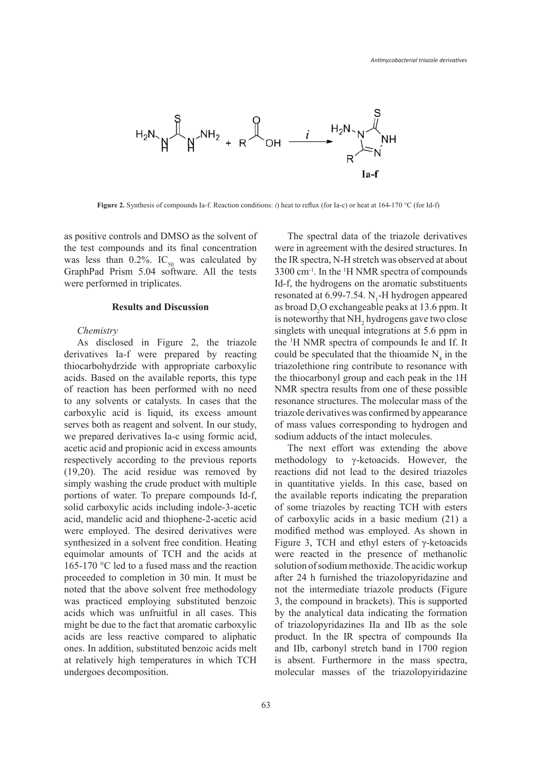**Figure 2.** Synthesis of compounds Ia-f. Reaction conditions: *i*) heat to reflux (for Ia-c) or heat at 164-170 °C (for Id-f)

as positive controls and DMSO as the solvent of the test compounds and its final concentration was less than 0.2%. $IC_{50}$ was calculated by GraphPad Prism 5.04 software. All the tests were performed in triplicates.

## Results and Discussion

### *Chemistry*

As disclosed in Figure 2, the triazole derivatives Ia-f were prepared by reacting thiocarbohydrzide with appropriate carboxylic acids. Based on the available reports, this type of reaction has been performed with no need to any solvents or catalysts. In cases that the carboxylic acid is liquid, its excess amount serves both as reagent and solvent. In our study, we prepared derivatives Ia-c using formic acid, acetic acid and propionic acid in excess amounts respectively according to the previous reports (19,20). The acid residue was removed by simply washing the crude product with multiple portions of water. To prepare compounds Id-f, solid carboxylic acids including indole-3-acetic acid, mandelic acid and thiophene-2-acetic acid were employed. The desired derivatives were synthesized in a solvent free condition. Heating equimolar amounts of TCH and the acids at 165-170 °C led to a fused mass and the reaction proceeded to completion in 30 min. It must be noted that the above solvent free methodology was practiced employing substituted benzoic acids which was unfruitful in all cases. This might be due to the fact that aromatic carboxylic acids are less reactive compared to aliphatic ones. In addition, substituted benzoic acids melt at relatively high temperatures in which TCH undergoes decomposition.

The spectral data of the triazole derivatives were in agreement with the desired structures. In the IR spectra, N-H stretch was observed at about 3300 $cm^{-1}$. In the $^1H$ NMR spectra of compounds Id-f, the hydrogens on the aromatic substituents resonated at 6.99-7.54. $N_1$-H hydrogen appeared as broad $D_2O$ exchangeable peaks at 13.6 ppm. It is noteworthy that $NH_2$ hydrogens gave two close singlets with unequal integrations at 5.6 ppm in the $^1H$ NMR spectra of compounds Ie and If. It could be speculated that the thioamide $N_4$ in the triazolethione ring contribute to resonance with the thiocarbonyl group and each peak in the 1H NMR spectra results from one of these possible resonance structures. The molecular mass of the triazole derivatives was confirmed by appearance of mass values corresponding to hydrogen and sodium adducts of the intact molecules.

The next effort was extending the above methodology to γ-ketoacids. However, the reactions did not lead to the desired triazoles in quantitative yields. In this case, based on the available reports indicating the preparation of some triazoles by reacting TCH with esters of carboxylic acids in a basic medium (21) a modified method was employed. As shown in Figure 3, TCH and ethyl esters of γ-ketoacids were reacted in the presence of methanolic solution of sodium methoxide. The acidic workup after 24 h furnished the triazolopyridazine and not the intermediate triazole products (Figure 3, the compound in brackets). This is supported by the analytical data indicating the formation of triazolopyridazines IIa and IIb as the sole product. In the IR spectra of compounds IIa and IIb, carbonyl stretch band in 1700 region is absent. Furthermore in the mass spectra, molecular masses of the triazolopyiridazine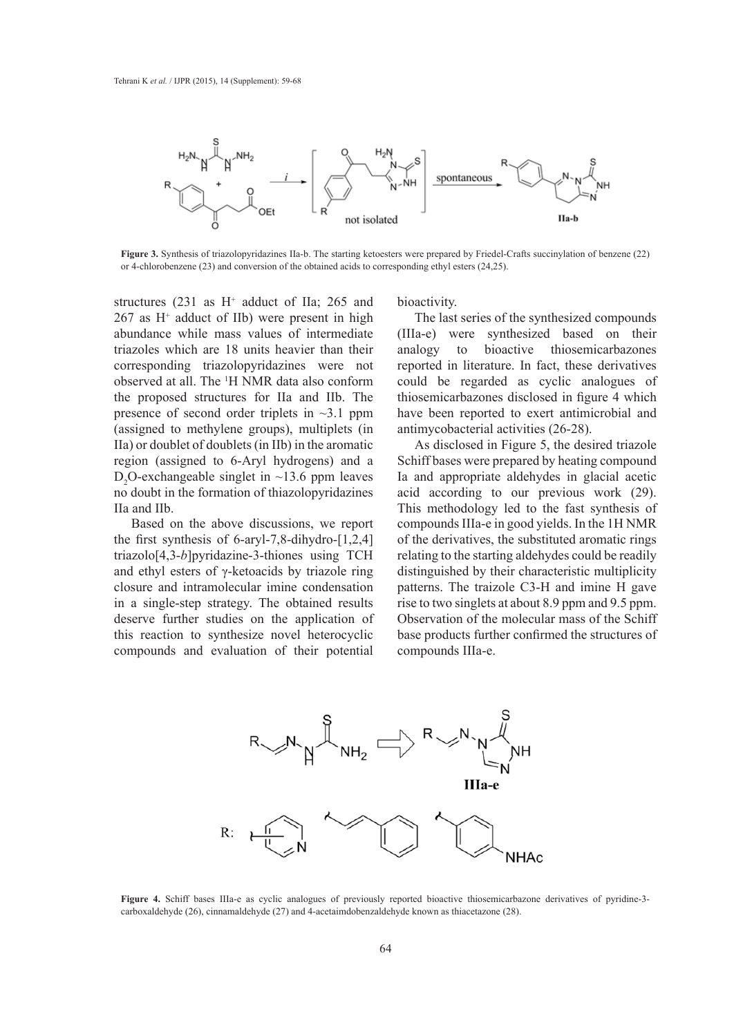**Figure 3.** Synthesis of triazolopyridazines IIa-b. The starting ketoesters were prepared by Friedel-Crafts succinylation of benzene (22) or 4-chlorobenzene (23) and conversion of the obtained acids to corresponding ethyl esters (24,25).

structures (231 as $H^+$ adduct of IIa; 265 and 267 as $H^+$ adduct of IIb) were present in high abundance while mass values of intermediate triazoles which are 18 units heavier than their corresponding triazolopyridazines were not observed at all. The [1]H NMR data also conform the proposed structures for IIa and IIb. The presence of second order triplets in ~3.1 ppm (assigned to methylene groups), multiplets (in IIa) or doublet of doublets (in IIb) in the aromatic region (assigned to 6-Aryl hydrogens) and a $D_2O$-exchangeable singlet in ~13.6 ppm leaves no doubt in the formation of thiazolopyridazines IIa and IIb.

Based on the above discussions, we report the first synthesis of 6-aryl-7,8-dihydro-[1,2,4]triazolo[4,3-*b*]pyridazine-3-thiones using TCH and ethyl esters of γ-ketoacids by triazole ring closure and intramolecular imine condensation in a single-step strategy. The obtained results deserve further studies on the application of this reaction to synthesize novel heterocyclic compounds and evaluation of their potential bioactivity.

The last series of the synthesized compounds (IIIa-e) were synthesized based on their analogy to bioactive thiosemicarbazones reported in literature. In fact, these derivatives could be regarded as cyclic analogues of thiosemicarbazones disclosed in figure 4 which have been reported to exert antimicrobial and antimycobacterial activities (26-28).

As disclosed in Figure 5, the desired triazole Schiff bases were prepared by heating compound Ia and appropriate aldehydes in glacial acetic acid according to our previous work (29). This methodology led to the fast synthesis of compounds IIIa-e in good yields. In the 1H NMR of the derivatives, the substituted aromatic rings relating to the starting aldehydes could be readily distinguished by their characteristic multiplicity patterns. The traizole C3-H and imine H gave rise to two singlets at about 8.9 ppm and 9.5 ppm. Observation of the molecular mass of the Schiff base products further confirmed the structures of compounds IIIa-e.

**Figure 4.** Schiff bases IIIa-e as cyclic analogues of previously reported bioactive thiosemicarbazone derivatives of pyridine-3-carboxaldehyde (26), cinnamaldehyde (27) and 4-acetaimdobenzaldehyde known as thiacetazone (28).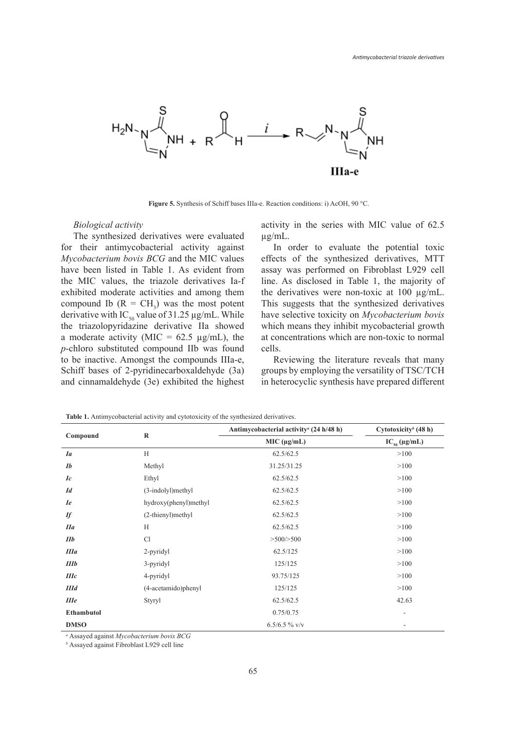Figure 5. Synthesis of Schiff bases IIIa-e. Reaction conditions: i) AcOH, 90 °C.

*Biological activity*

The synthesized derivatives were evaluated for their antimycobacterial activity against *Mycobacterium bovis BCG* and the MIC values have been listed in Table 1. As evident from the MIC values, the triazole derivatives Ia-f exhibited moderate activities and among them compound Ib (R = $CH_3$) was the most potent derivative with $IC_{50}$ value of 31.25 µg/mL. While the triazolopyridazine derivative IIa showed a moderate activity (MIC = 62.5 µg/mL), the *p*-chloro substituted compound IIb was found to be inactive. Amongst the compounds IIIa-e, Schiff bases of 2-pyridinecarboxaldehyde (3a) and cinnamaldehyde (3e) exhibited the highest activity in the series with MIC value of 62.5 µg/mL.

In order to evaluate the potential toxic effects of the synthesized derivatives, MTT assay was performed on Fibroblast L929 cell line. As disclosed in Table 1, the majority of the derivatives were non-toxic at 100 µg/mL. This suggests that the synthesized derivatives have selective toxicity on *Mycobacterium bovis* which means they inhibit mycobacterial growth at concentrations which are non-toxic to normal cells.

Reviewing the literature reveals that many groups by employing the versatility of TSC/TCH in heterocyclic synthesis have prepared different

**Table 1.** Antimycobacterial activity and cytotoxicity of the synthesized derivatives.

| Compound | R | Antimycobacterial activity[a] (24 h/48 h) | Cytotoxicity[b] (48 h) |
|---|---|---|---|
| | | MIC (µg/mL) | $IC_{50}$ (µg/mL) |
| ***Ia*** | H | 62.5/62.5 | >100 |
| ***Ib*** | Methyl | 31.25/31.25 | >100 |
| ***Ic*** | Ethyl | 62.5/62.5 | >100 |
| ***Id*** | (3-indolyl)methyl | 62.5/62.5 | >100 |
| ***Ie*** | hydroxy(phenyl)methyl | 62.5/62.5 | >100 |
| ***If*** | (2-thienyl)methyl | 62.5/62.5 | >100 |
| ***IIa*** | H | 62.5/62.5 | >100 |
| ***IIb*** | Cl | >500/>500 | >100 |
| ***IIIa*** | 2-pyridyl | 62.5/125 | >100 |
| ***IIIb*** | 3-pyridyl | 125/125 | >100 |
| ***IIIc*** | 4-pyridyl | 93.75/125 | >100 |
| ***IIId*** | (4-acetamido)phenyl | 125/125 | >100 |
| ***IIIe*** | Styryl | 62.5/62.5 | 42.63 |
| **Ethambutol** | | 0.75/0.75 | - |
| **DMSO** | | 6.5/6.5 % v/v | - |

[a] Assayed against *Mycobacterium bovis BCG*

[b] Assayed against Fibroblast L929 cell line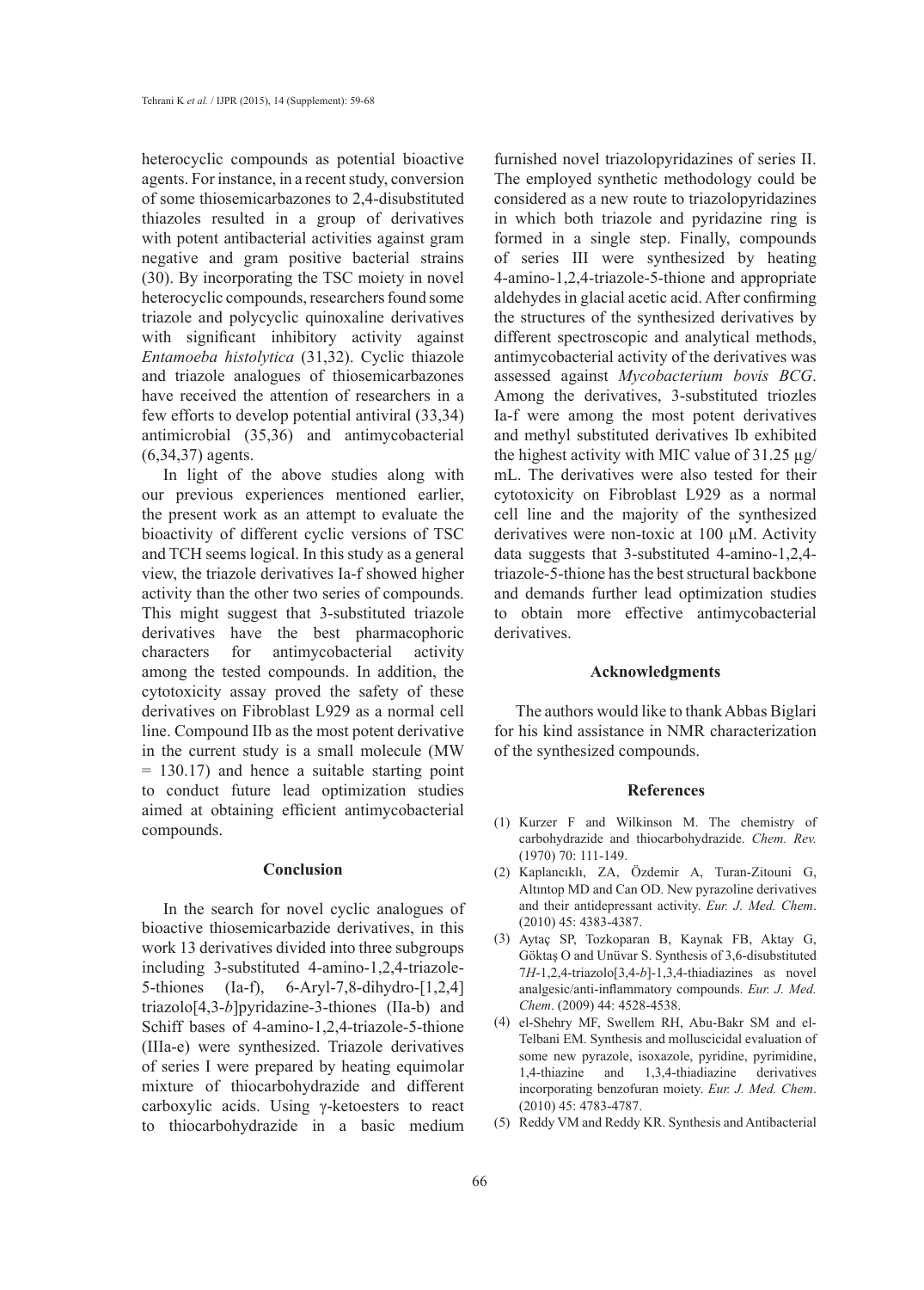heterocyclic compounds as potential bioactive agents. For instance, in a recent study, conversion of some thiosemicarbazones to 2,4-disubstituted thiazoles resulted in a group of derivatives with potent antibacterial activities against gram negative and gram positive bacterial strains (30). By incorporating the TSC moiety in novel heterocyclic compounds, researchers found some triazole and polycyclic quinoxaline derivatives with significant inhibitory activity against *Entamoeba histolytica* (31,32). Cyclic thiazole and triazole analogues of thiosemicarbazones have received the attention of researchers in a few efforts to develop potential antiviral (33,34) antimicrobial (35,36) and antimycobacterial (6,34,37) agents.

In light of the above studies along with our previous experiences mentioned earlier, the present work as an attempt to evaluate the bioactivity of different cyclic versions of TSC and TCH seems logical. In this study as a general view, the triazole derivatives Ia-f showed higher activity than the other two series of compounds. This might suggest that 3-substituted triazole derivatives have the best pharmacophoric characters for antimycobacterial activity among the tested compounds. In addition, the cytotoxicity assay proved the safety of these derivatives on Fibroblast L929 as a normal cell line. Compound IIb as the most potent derivative in the current study is a small molecule (MW = 130.17) and hence a suitable starting point to conduct future lead optimization studies aimed at obtaining efficient antimycobacterial compounds.

## Conclusion

In the search for novel cyclic analogues of bioactive thiosemicarbazide derivatives, in this work 13 derivatives divided into three subgroups including 3-substituted 4-amino-1,2,4-triazole-5-thiones (Ia-f), 6-Aryl-7,8-dihydro-[1,2,4]triazolo[4,3-*b*]pyridazine-3-thiones (IIa-b) and Schiff bases of 4-amino-1,2,4-triazole-5-thione (IIIa-e) were synthesized. Triazole derivatives of series I were prepared by heating equimolar mixture of thiocarbohydrazide and different carboxylic acids. Using γ-ketoesters to react to thiocarbohydrazide in a basic medium furnished novel triazolopyridazines of series II. The employed synthetic methodology could be considered as a new route to triazolopyridazines in which both triazole and pyridazine ring is formed in a single step. Finally, compounds of series III were synthesized by heating 4-amino-1,2,4-triazole-5-thione and appropriate aldehydes in glacial acetic acid. After confirming the structures of the synthesized derivatives by different spectroscopic and analytical methods, antimycobacterial activity of the derivatives was assessed against *Mycobacterium bovis BCG*. Among the derivatives, 3-substituted triozles Ia-f were among the most potent derivatives and methyl substituted derivatives Ib exhibited the highest activity with MIC value of 31.25 µg/mL. The derivatives were also tested for their cytotoxicity on Fibroblast L929 as a normal cell line and the majority of the synthesized derivatives were non-toxic at 100 µM. Activity data suggests that 3-substituted 4-amino-1,2,4-triazole-5-thione has the best structural backbone and demands further lead optimization studies to obtain more effective antimycobacterial derivatives.

## Acknowledgments

The authors would like to thank Abbas Biglari for his kind assistance in NMR characterization of the synthesized compounds.

## References

(1) Kurzer F and Wilkinson M. The chemistry of carbohydrazide and thiocarbohydrazide. *Chem. Rev.* (1970) 70: 111-149.

(2) Kaplancıklı, ZA, Özdemir A, Turan-Zitouni G, Altıntop MD and Can OD. New pyrazoline derivatives and their antidepressant activity. *Eur. J. Med. Chem*. (2010) 45: 4383-4387.

(3) Aytaç SP, Tozkoparan B, Kaynak FB, Aktay G, Göktaş O and Unüvar S. Synthesis of 3,6-disubstituted 7*H*-1,2,4-triazolo[3,4-*b*]-1,3,4-thiadiazines as novel analgesic/anti-inflammatory compounds. *Eur. J. Med. Chem*. (2009) 44: 4528-4538.

(4) el-Shehry MF, Swellem RH, Abu-Bakr SM and el-Telbani EM. Synthesis and molluscicidal evaluation of some new pyrazole, isoxazole, pyridine, pyrimidine, 1,4-thiazine and 1,3,4-thiadiazine derivatives incorporating benzofuran moiety. *Eur. J. Med. Chem*. (2010) 45: 4783-4787.

(5) Reddy VM and Reddy KR. Synthesis and Antibacterial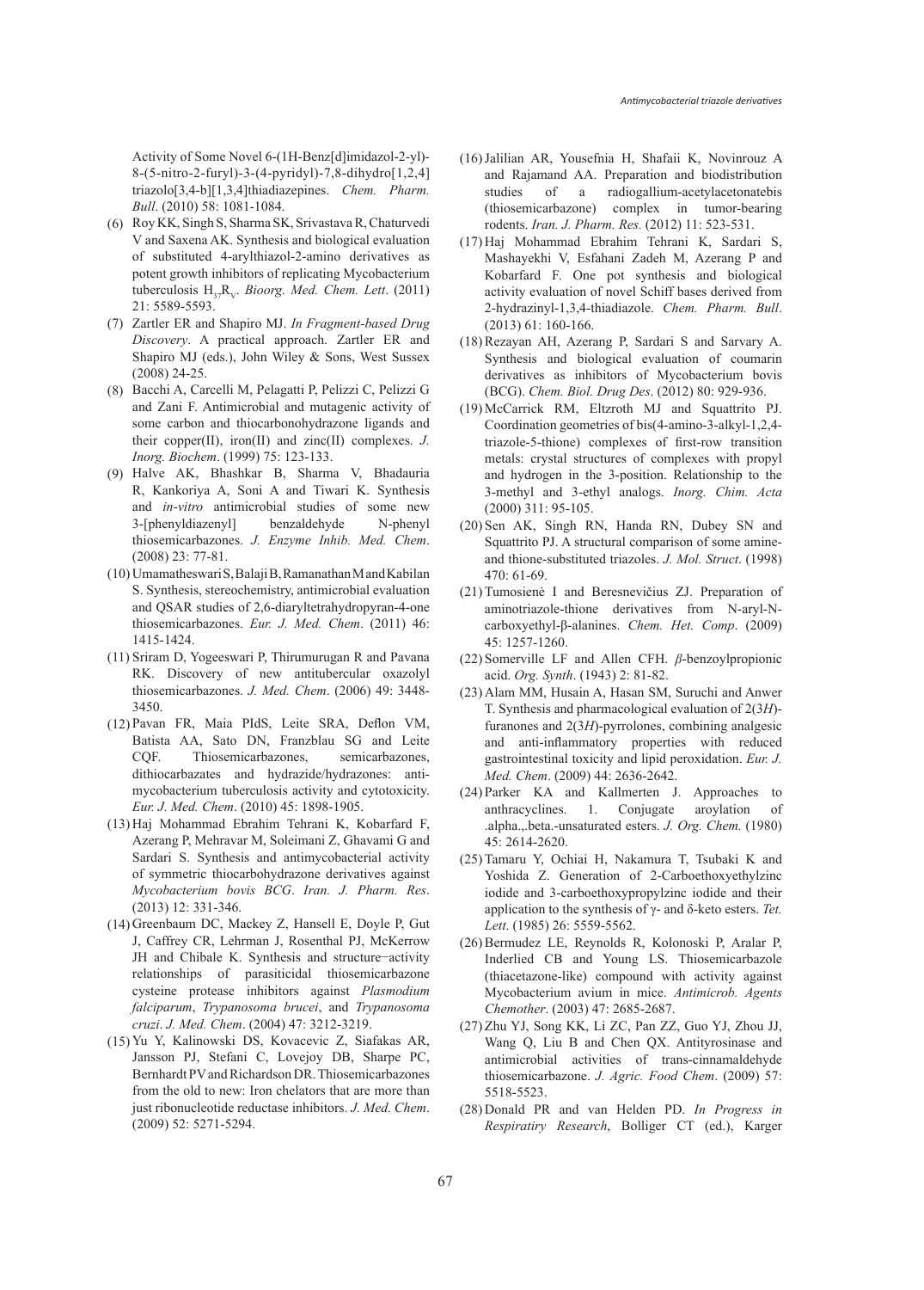Activity of Some Novel 6-(1H-Benz[d]imidazol-2-yl)-8-(5-nitro-2-furyl)-3-(4-pyridyl)-7,8-dihydro[1,2,4]triazolo[3,4-b][1,3,4]thiadiazepines. *Chem. Pharm. Bull*. (2010) 58: 1081-1084.

(6) Roy KK, Singh S, Sharma SK, Srivastava R, Chaturvedi V and Saxena AK. Synthesis and biological evaluation of substituted 4-arylthiazol-2-amino derivatives as potent growth inhibitors of replicating Mycobacterium tuberculosis $H_{37}R_V$. *Bioorg. Med. Chem. Lett*. (2011) 21: 5589-5593.

(7) Zartler ER and Shapiro MJ. *In Fragment-based Drug Discovery*. A practical approach. Zartler ER and Shapiro MJ (eds.), John Wiley & Sons, West Sussex (2008) 24-25.

(8) Bacchi A, Carcelli M, Pelagatti P, Pelizzi C, Pelizzi G and Zani F. Antimicrobial and mutagenic activity of some carbon and thiocarbonohydrazone ligands and their copper(II), iron(II) and zinc(II) complexes. *J. Inorg. Biochem*. (1999) 75: 123-133.

(9) Halve AK, Bhashkar B, Sharma V, Bhadauria R, Kankoriya A, Soni A and Tiwari K. Synthesis and *in-vitro* antimicrobial studies of some new 3-[phenyldiazenyl] benzaldehyde N-phenyl thiosemicarbazones. *J. Enzyme Inhib. Med. Chem*. (2008) 23: 77-81.

(10) Umamatheswari S, Balaji B, Ramanathan M and Kabilan S. Synthesis, stereochemistry, antimicrobial evaluation and QSAR studies of 2,6-diaryltetrahydropyran-4-one thiosemicarbazones. *Eur. J. Med. Chem*. (2011) 46: 1415-1424.

(11) Sriram D, Yogeeswari P, Thirumurugan R and Pavana RK. Discovery of new antitubercular oxazolyl thiosemicarbazones. *J. Med. Chem*. (2006) 49: 3448-3450.

(12) Pavan FR, Maia PIdS, Leite SRA, Deflon VM, Batista AA, Sato DN, Franzblau SG and Leite CQF. Thiosemicarbazones, semicarbazones, dithiocarbazates and hydrazide/hydrazones: anti-mycobacterium tuberculosis activity and cytotoxicity. *Eur. J. Med. Chem*. (2010) 45: 1898-1905.

(13) Haj Mohammad Ebrahim Tehrani K, Kobarfard F, Azerang P, Mehravar M, Soleimani Z, Ghavami G and Sardari S. Synthesis and antimycobacterial activity of symmetric thiocarbohydrazone derivatives against *Mycobacterium bovis BCG*. *Iran. J. Pharm. Res*. (2013) 12: 331-346.

(14) Greenbaum DC, Mackey Z, Hansell E, Doyle P, Gut J, Caffrey CR, Lehrman J, Rosenthal PJ, McKerrow JH and Chibale K. Synthesis and structure−activity relationships of parasiticidal thiosemicarbazone cysteine protease inhibitors against *Plasmodium falciparum*, *Trypanosoma brucei*, and *Trypanosoma cruzi*. *J. Med. Chem*. (2004) 47: 3212-3219.

(15) Yu Y, Kalinowski DS, Kovacevic Z, Siafakas AR, Jansson PJ, Stefani C, Lovejoy DB, Sharpe PC, Bernhardt PV and Richardson DR. Thiosemicarbazones from the old to new: Iron chelators that are more than just ribonucleotide reductase inhibitors. *J. Med. Chem*. (2009) 52: 5271-5294.

(16) Jalilian AR, Yousefnia H, Shafaii K, Novinrouz A and Rajamand AA. Preparation and biodistribution studies of a radiogallium-acetylacetonatebis (thiosemicarbazone) complex in tumor-bearing rodents. *Iran. J. Pharm. Res.* (2012) 11: 523-531.

(17) Haj Mohammad Ebrahim Tehrani K, Sardari S, Mashayekhi V, Esfahani Zadeh M, Azerang P and Kobarfard F. One pot synthesis and biological activity evaluation of novel Schiff bases derived from 2-hydrazinyl-1,3,4-thiadiazole. *Chem. Pharm. Bull*. (2013) 61: 160-166.

(18) Rezayan AH, Azerang P, Sardari S and Sarvary A. Synthesis and biological evaluation of coumarin derivatives as inhibitors of Mycobacterium bovis (BCG). *Chem. Biol. Drug Des*. (2012) 80: 929-936.

(19) McCarrick RM, Eltzroth MJ and Squattrito PJ. Coordination geometries of bis(4-amino-3-alkyl-1,2,4-triazole-5-thione) complexes of first-row transition metals: crystal structures of complexes with propyl and hydrogen in the 3-position. Relationship to the 3-methyl and 3-ethyl analogs. *Inorg. Chim. Acta* (2000) 311: 95-105.

(20) Sen AK, Singh RN, Handa RN, Dubey SN and Squattrito PJ. A structural comparison of some amine- and thione-substituted triazoles. *J. Mol. Struct*. (1998) 470: 61-69.

(21) Tumosienė I and Beresnevičius ZJ. Preparation of aminotriazole-thione derivatives from N-aryl-N-carboxyethyl-β-alanines. *Chem. Het. Comp*. (2009) 45: 1257-1260.

(22) Somerville LF and Allen CFH. *β*-benzoylpropionic acid. *Org. Synth*. (1943) 2: 81-82.

(23) Alam MM, Husain A, Hasan SM, Suruchi and Anwer T. Synthesis and pharmacological evaluation of 2(3*H*)-furanones and 2(3*H*)-pyrrolones, combining analgesic and anti-inflammatory properties with reduced gastrointestinal toxicity and lipid peroxidation. *Eur. J. Med. Chem*. (2009) 44: 2636-2642.

(24) Parker KA and Kallmerten J. Approaches to anthracyclines. 1. Conjugate aroylation of .alpha.,.beta.-unsaturated esters. *J. Org. Chem.* (1980) 45: 2614-2620.

(25) Tamaru Y, Ochiai H, Nakamura T, Tsubaki K and Yoshida Z. Generation of 2-Carboethoxyethylzinc iodide and 3-carboethoxypropylzinc iodide and their application to the synthesis of γ- and δ-keto esters. *Tet. Lett*. (1985) 26: 5559-5562.

(26) Bermudez LE, Reynolds R, Kolonoski P, Aralar P, Inderlied CB and Young LS. Thiosemicarbazole (thiacetazone-like) compound with activity against Mycobacterium avium in mice. *Antimicrob. Agents Chemother*. (2003) 47: 2685-2687.

(27) Zhu YJ, Song KK, Li ZC, Pan ZZ, Guo YJ, Zhou JJ, Wang Q, Liu B and Chen QX. Antityrosinase and antimicrobial activities of trans-cinnamaldehyde thiosemicarbazone. *J. Agric. Food Chem*. (2009) 57: 5518-5523.

(28) Donald PR and van Helden PD. *In Progress in Respiratiry Research*, Bolliger CT (ed.), Karger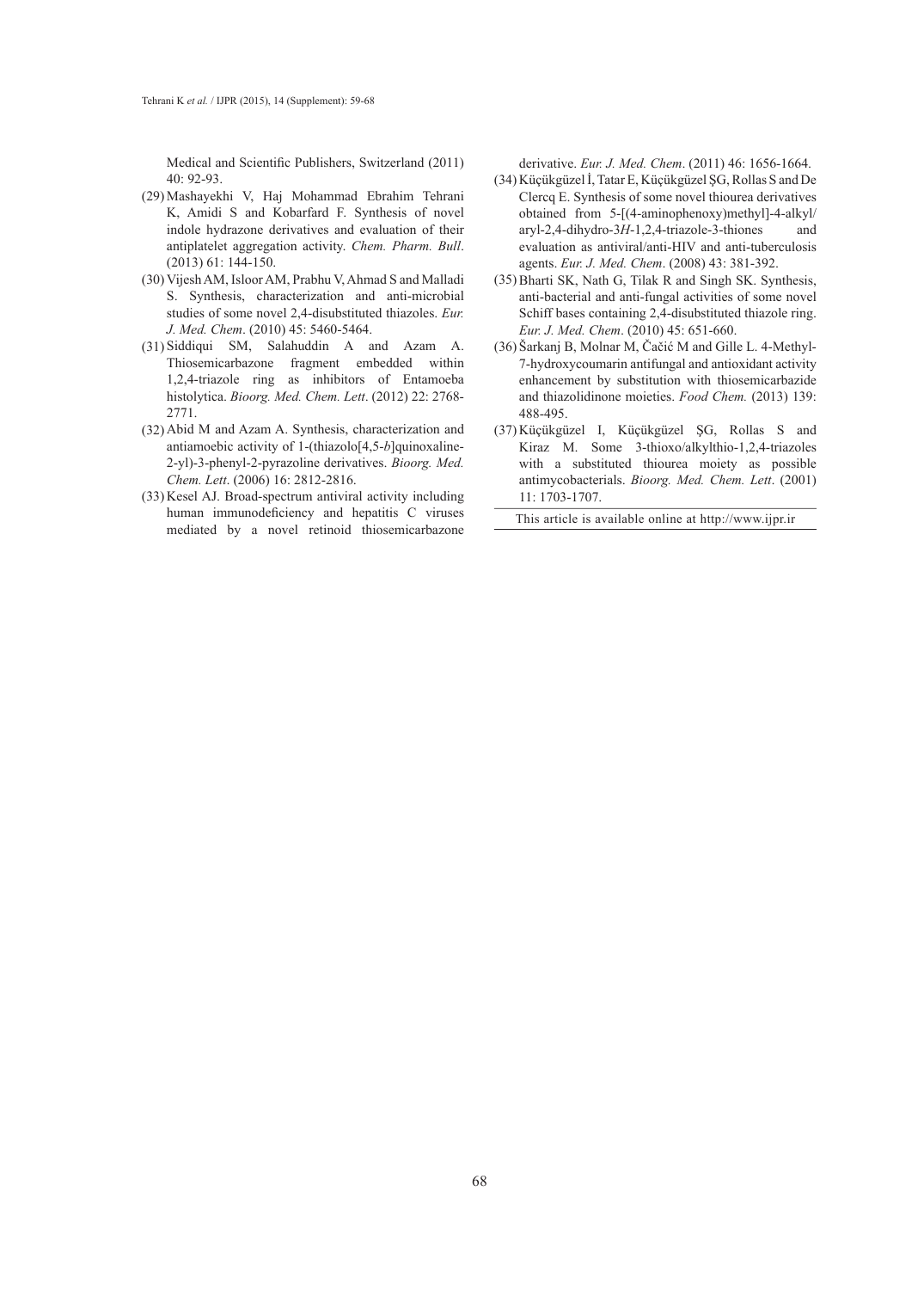Medical and Scientific Publishers, Switzerland (2011) 40: 92-93.

(29) Mashayekhi V, Haj Mohammad Ebrahim Tehrani K, Amidi S and Kobarfard F. Synthesis of novel indole hydrazone derivatives and evaluation of their antiplatelet aggregation activity. *Chem. Pharm. Bull*. (2013) 61: 144-150.

(30) Vijesh AM, Isloor AM, Prabhu V, Ahmad S and Malladi S. Synthesis, characterization and anti-microbial studies of some novel 2,4-disubstituted thiazoles. *Eur. J. Med. Chem*. (2010) 45: 5460-5464.

(31) Siddiqui SM, Salahuddin A and Azam A. Thiosemicarbazone fragment embedded within 1,2,4-triazole ring as inhibitors of Entamoeba histolytica. *Bioorg. Med. Chem. Lett*. (2012) 22: 2768-2771.

(32) Abid M and Azam A. Synthesis, characterization and antiamoebic activity of 1-(thiazolo[4,5-*b*]quinoxaline-2-yl)-3-phenyl-2-pyrazoline derivatives. *Bioorg. Med. Chem. Lett*. (2006) 16: 2812-2816.

(33) Kesel AJ. Broad-spectrum antiviral activity including human immunodeficiency and hepatitis C viruses mediated by a novel retinoid thiosemicarbazone derivative. *Eur. J. Med. Chem*. (2011) 46: 1656-1664.

(34) Küçükgüzel İ, Tatar E, Küçükgüzel ŞG, Rollas S and De Clercq E. Synthesis of some novel thiourea derivatives obtained from 5-[(4-aminophenoxy)methyl]-4-alkyl/aryl-2,4-dihydro-3*H*-1,2,4-triazole-3-thiones and evaluation as antiviral/anti-HIV and anti-tuberculosis agents. *Eur. J. Med. Chem*. (2008) 43: 381-392.

(35) Bharti SK, Nath G, Tilak R and Singh SK. Synthesis, anti-bacterial and anti-fungal activities of some novel Schiff bases containing 2,4-disubstituted thiazole ring. *Eur. J. Med. Chem*. (2010) 45: 651-660.

(36) Šarkanj B, Molnar M, Čačić M and Gille L. 4-Methyl-7-hydroxycoumarin antifungal and antioxidant activity enhancement by substitution with thiosemicarbazide and thiazolidinone moieties. *Food Chem.* (2013) 139: 488-495.

(37) Küçükgüzel I, Küçükgüzel ŞG, Rollas S and Kiraz M. Some 3-thioxo/alkylthio-1,2,4-triazoles with a substituted thiourea moiety as possible antimycobacterials. *Bioorg. Med. Chem. Lett*. (2001) 11: 1703-1707.

This article is available online at http://www.ijpr.ir